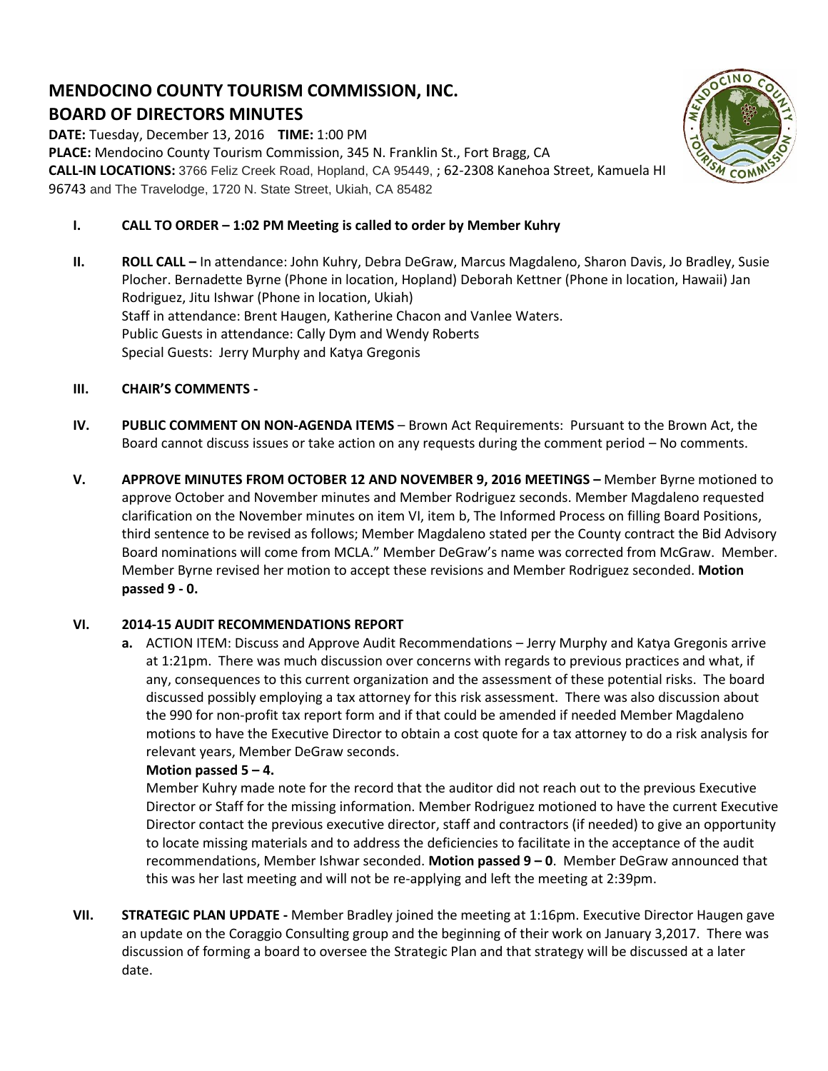# MENDOCINO COUNTY TOURISM COMMISSION, INC.
# BOARD OF DIRECTORS MINUTES

**DATE:** Tuesday, December 13, 2016 **TIME:** 1:00 PM
**PLACE:** Mendocino County Tourism Commission, 345 N. Franklin St., Fort Bragg, CA
**CALL-IN LOCATIONS:** 3766 Feliz Creek Road, Hopland, CA 95449, ; 62-2308 Kanehoa Street, Kamuela HI 96743 and The Travelodge, 1720 N. State Street, Ukiah, CA 85482

**I. CALL TO ORDER – 1:02 PM Meeting is called to order by Member Kuhry**

**II. ROLL CALL –** In attendance: John Kuhry, Debra DeGraw, Marcus Magdaleno, Sharon Davis, Jo Bradley, Susie Plocher. Bernadette Byrne (Phone in location, Hopland) Deborah Kettner (Phone in location, Hawaii) Jan Rodriguez, Jitu Ishwar (Phone in location, Ukiah)
Staff in attendance: Brent Haugen, Katherine Chacon and Vanlee Waters.
Public Guests in attendance: Cally Dym and Wendy Roberts
Special Guests: Jerry Murphy and Katya Gregonis

**III. CHAIR'S COMMENTS -**

**IV. PUBLIC COMMENT ON NON-AGENDA ITEMS** – Brown Act Requirements: Pursuant to the Brown Act, the Board cannot discuss issues or take action on any requests during the comment period – No comments.

**V. APPROVE MINUTES FROM OCTOBER 12 AND NOVEMBER 9, 2016 MEETINGS –** Member Byrne motioned to approve October and November minutes and Member Rodriguez seconds. Member Magdaleno requested clarification on the November minutes on item VI, item b, The Informed Process on filling Board Positions, third sentence to be revised as follows; Member Magdaleno stated per the County contract the Bid Advisory Board nominations will come from MCLA." Member DeGraw's name was corrected from McGraw. Member. Member Byrne revised her motion to accept these revisions and Member Rodriguez seconded. **Motion passed 9 - 0.**

**VI. 2014-15 AUDIT RECOMMENDATIONS REPORT**

a. ACTION ITEM: Discuss and Approve Audit Recommendations – Jerry Murphy and Katya Gregonis arrive at 1:21pm. There was much discussion over concerns with regards to previous practices and what, if any, consequences to this current organization and the assessment of these potential risks. The board discussed possibly employing a tax attorney for this risk assessment. There was also discussion about the 990 for non-profit tax report form and if that could be amended if needed Member Magdaleno motions to have the Executive Director to obtain a cost quote for a tax attorney to do a risk analysis for relevant years, Member DeGraw seconds.

   **Motion passed 5 – 4.**

   Member Kuhry made note for the record that the auditor did not reach out to the previous Executive Director or Staff for the missing information. Member Rodriguez motioned to have the current Executive Director contact the previous executive director, staff and contractors (if needed) to give an opportunity to locate missing materials and to address the deficiencies to facilitate in the acceptance of the audit recommendations, Member Ishwar seconded. **Motion passed 9 – 0**. Member DeGraw announced that this was her last meeting and will not be re-applying and left the meeting at 2:39pm.

**VII. STRATEGIC PLAN UPDATE -** Member Bradley joined the meeting at 1:16pm. Executive Director Haugen gave an update on the Coraggio Consulting group and the beginning of their work on January 3,2017. There was discussion of forming a board to oversee the Strategic Plan and that strategy will be discussed at a later date.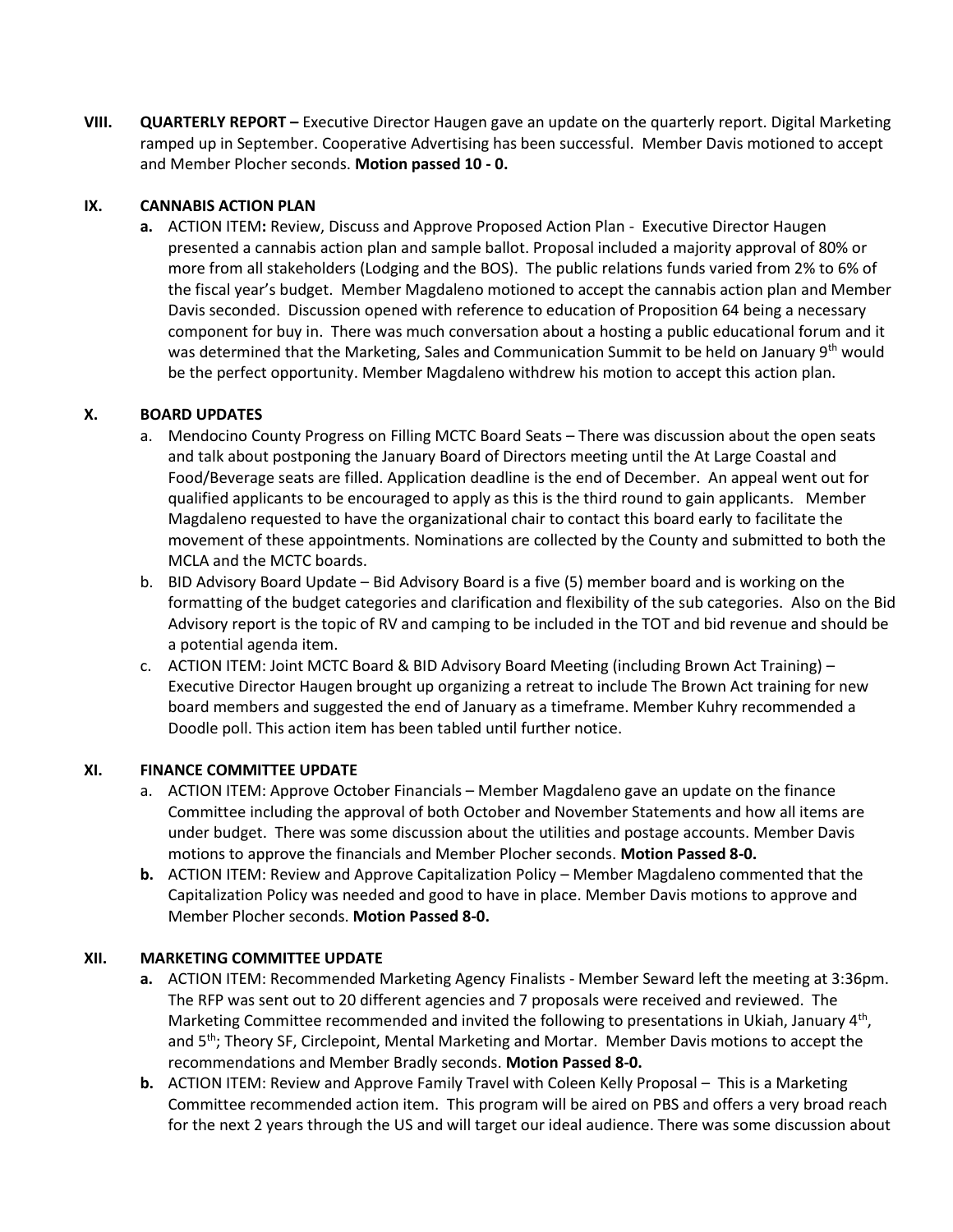**VIII. QUARTERLY REPORT –** Executive Director Haugen gave an update on the quarterly report. Digital Marketing ramped up in September. Cooperative Advertising has been successful. Member Davis motioned to accept and Member Plocher seconds. **Motion passed 10 - 0.**

**IX. CANNABIS ACTION PLAN**

**a.** ACTION ITEM**:** Review, Discuss and Approve Proposed Action Plan - Executive Director Haugen presented a cannabis action plan and sample ballot. Proposal included a majority approval of 80% or more from all stakeholders (Lodging and the BOS). The public relations funds varied from 2% to 6% of the fiscal year's budget. Member Magdaleno motioned to accept the cannabis action plan and Member Davis seconded. Discussion opened with reference to education of Proposition 64 being a necessary component for buy in. There was much conversation about a hosting a public educational forum and it was determined that the Marketing, Sales and Communication Summit to be held on January 9th would be the perfect opportunity. Member Magdaleno withdrew his motion to accept this action plan.

**X. BOARD UPDATES**

a. Mendocino County Progress on Filling MCTC Board Seats – There was discussion about the open seats and talk about postponing the January Board of Directors meeting until the At Large Coastal and Food/Beverage seats are filled. Application deadline is the end of December. An appeal went out for qualified applicants to be encouraged to apply as this is the third round to gain applicants. Member Magdaleno requested to have the organizational chair to contact this board early to facilitate the movement of these appointments. Nominations are collected by the County and submitted to both the MCLA and the MCTC boards.

b. BID Advisory Board Update – Bid Advisory Board is a five (5) member board and is working on the formatting of the budget categories and clarification and flexibility of the sub categories. Also on the Bid Advisory report is the topic of RV and camping to be included in the TOT and bid revenue and should be a potential agenda item.

c. ACTION ITEM: Joint MCTC Board & BID Advisory Board Meeting (including Brown Act Training) – Executive Director Haugen brought up organizing a retreat to include The Brown Act training for new board members and suggested the end of January as a timeframe. Member Kuhry recommended a Doodle poll. This action item has been tabled until further notice.

**XI. FINANCE COMMITTEE UPDATE**

a. ACTION ITEM: Approve October Financials – Member Magdaleno gave an update on the finance Committee including the approval of both October and November Statements and how all items are under budget. There was some discussion about the utilities and postage accounts. Member Davis motions to approve the financials and Member Plocher seconds. **Motion Passed 8-0.**

**b.** ACTION ITEM: Review and Approve Capitalization Policy – Member Magdaleno commented that the Capitalization Policy was needed and good to have in place. Member Davis motions to approve and Member Plocher seconds. **Motion Passed 8-0.**

**XII. MARKETING COMMITTEE UPDATE**

**a.** ACTION ITEM: Recommended Marketing Agency Finalists - Member Seward left the meeting at 3:36pm. The RFP was sent out to 20 different agencies and 7 proposals were received and reviewed. The Marketing Committee recommended and invited the following to presentations in Ukiah, January 4th, and 5th; Theory SF, Circlepoint, Mental Marketing and Mortar. Member Davis motions to accept the recommendations and Member Bradly seconds. **Motion Passed 8-0.**

**b.** ACTION ITEM: Review and Approve Family Travel with Coleen Kelly Proposal – This is a Marketing Committee recommended action item. This program will be aired on PBS and offers a very broad reach for the next 2 years through the US and will target our ideal audience. There was some discussion about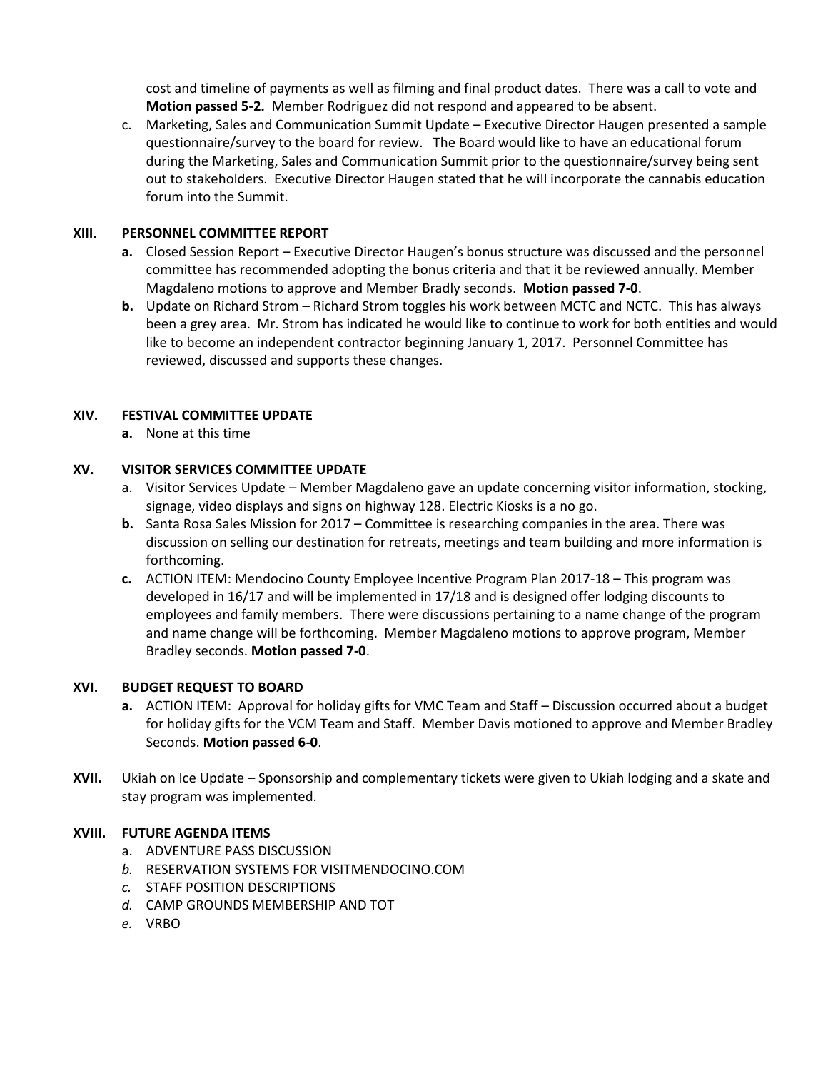cost and timeline of payments as well as filming and final product dates. There was a call to vote and **Motion passed 5-2.** Member Rodriguez did not respond and appeared to be absent.

c. Marketing, Sales and Communication Summit Update – Executive Director Haugen presented a sample questionnaire/survey to the board for review. The Board would like to have an educational forum during the Marketing, Sales and Communication Summit prior to the questionnaire/survey being sent out to stakeholders. Executive Director Haugen stated that he will incorporate the cannabis education forum into the Summit.

**XIII. PERSONNEL COMMITTEE REPORT**

**a.** Closed Session Report – Executive Director Haugen's bonus structure was discussed and the personnel committee has recommended adopting the bonus criteria and that it be reviewed annually. Member Magdaleno motions to approve and Member Bradly seconds. **Motion passed 7-0**.

**b.** Update on Richard Strom – Richard Strom toggles his work between MCTC and NCTC. This has always been a grey area. Mr. Strom has indicated he would like to continue to work for both entities and would like to become an independent contractor beginning January 1, 2017. Personnel Committee has reviewed, discussed and supports these changes.

**XIV. FESTIVAL COMMITTEE UPDATE**

**a.** None at this time

**XV. VISITOR SERVICES COMMITTEE UPDATE**

a. Visitor Services Update – Member Magdaleno gave an update concerning visitor information, stocking, signage, video displays and signs on highway 128. Electric Kiosks is a no go.

**b.** Santa Rosa Sales Mission for 2017 – Committee is researching companies in the area. There was discussion on selling our destination for retreats, meetings and team building and more information is forthcoming.

**c.** ACTION ITEM: Mendocino County Employee Incentive Program Plan 2017-18 – This program was developed in 16/17 and will be implemented in 17/18 and is designed offer lodging discounts to employees and family members. There were discussions pertaining to a name change of the program and name change will be forthcoming. Member Magdaleno motions to approve program, Member Bradley seconds. **Motion passed 7-0**.

**XVI. BUDGET REQUEST TO BOARD**

**a.** ACTION ITEM: Approval for holiday gifts for VMC Team and Staff – Discussion occurred about a budget for holiday gifts for the VCM Team and Staff. Member Davis motioned to approve and Member Bradley Seconds. **Motion passed 6-0**.

**XVII.** Ukiah on Ice Update – Sponsorship and complementary tickets were given to Ukiah lodging and a skate and stay program was implemented.

**XVIII. FUTURE AGENDA ITEMS**

a. ADVENTURE PASS DISCUSSION

*b.* RESERVATION SYSTEMS FOR VISITMENDOCINO.COM

*c.* STAFF POSITION DESCRIPTIONS

*d.* CAMP GROUNDS MEMBERSHIP AND TOT

*e.* VRBO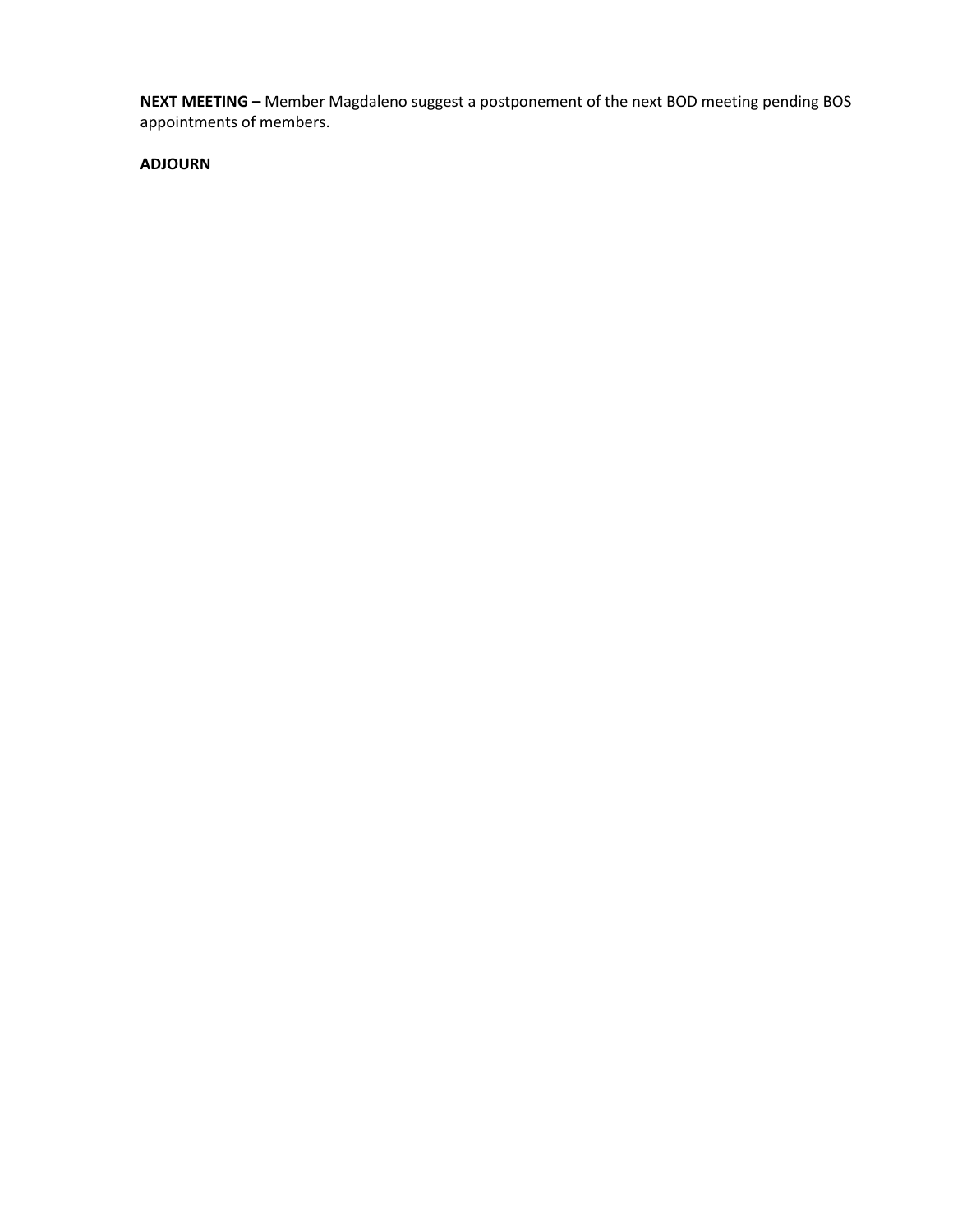**NEXT MEETING –** Member Magdaleno suggest a postponement of the next BOD meeting pending BOS appointments of members.

**ADJOURN**